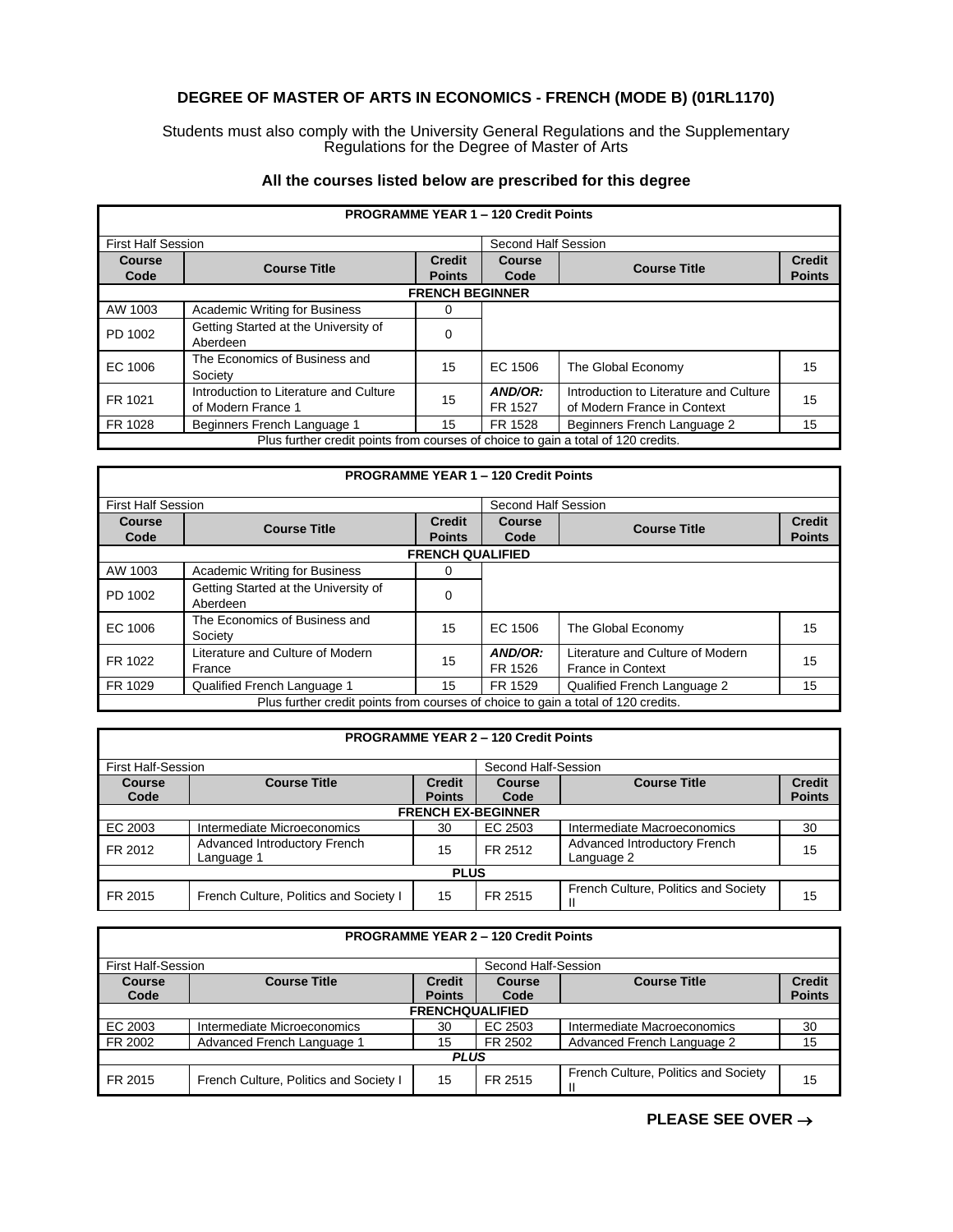# DEGREE OF MASTER OF ARTS IN ECONOMICS - FRENCH (MODE B) (01RL1170)

Students must also comply with the University General Regulations and the Supplementary Regulations for the Degree of Master of Arts

### All the courses listed below are prescribed for this degree

| PROGRAMME YEAR 1 – 120 Credit Points | | | | | |
|---|---|---|---|---|---|
| First Half Session | | | Second Half Session | | |
| **Course Code** | **Course Title** | **Credit Points** | **Course Code** | **Course Title** | **Credit Points** |
| **FRENCH BEGINNER** | | | | | |
| AW 1003 | Academic Writing for Business | 0 | | | |
| PD 1002 | Getting Started at the University of Aberdeen | 0 | | | |
| EC 1006 | The Economics of Business and Society | 15 | EC 1506 | The Global Economy | 15 |
| FR 1021 | Introduction to Literature and Culture of Modern France 1 | 15 | ***AND/OR:*** FR 1527 | Introduction to Literature and Culture of Modern France in Context | 15 |
| FR 1028 | Beginners French Language 1 | 15 | FR 1528 | Beginners French Language 2 | 15 |
| Plus further credit points from courses of choice to gain a total of 120 credits. | | | | | |

| PROGRAMME YEAR 1 – 120 Credit Points | | | | | |
|---|---|---|---|---|---|
| First Half Session | | | Second Half Session | | |
| **Course Code** | **Course Title** | **Credit Points** | **Course Code** | **Course Title** | **Credit Points** |
| **FRENCH QUALIFIED** | | | | | |
| AW 1003 | Academic Writing for Business | 0 | | | |
| PD 1002 | Getting Started at the University of Aberdeen | 0 | | | |
| EC 1006 | The Economics of Business and Society | 15 | EC 1506 | The Global Economy | 15 |
| FR 1022 | Literature and Culture of Modern France | 15 | ***AND/OR:*** FR 1526 | Literature and Culture of Modern France in Context | 15 |
| FR 1029 | Qualified French Language 1 | 15 | FR 1529 | Qualified French Language 2 | 15 |
| Plus further credit points from courses of choice to gain a total of 120 credits. | | | | | |

| PROGRAMME YEAR 2 – 120 Credit Points | | | | | |
|---|---|---|---|---|---|
| First Half-Session | | | Second Half-Session | | |
| **Course Code** | **Course Title** | **Credit Points** | **Course Code** | **Course Title** | **Credit Points** |
| **FRENCH EX-BEGINNER** | | | | | |
| EC 2003 | Intermediate Microeconomics | 30 | EC 2503 | Intermediate Macroeconomics | 30 |
| FR 2012 | Advanced Introductory French Language 1 | 15 | FR 2512 | Advanced Introductory French Language 2 | 15 |
| **PLUS** | | | | | |
| FR 2015 | French Culture, Politics and Society I | 15 | FR 2515 | French Culture, Politics and Society II | 15 |

| PROGRAMME YEAR 2 – 120 Credit Points | | | | | |
|---|---|---|---|---|---|
| First Half-Session | | | Second Half-Session | | |
| **Course Code** | **Course Title** | **Credit Points** | **Course Code** | **Course Title** | **Credit Points** |
| **FRENCHQUALIFIED** | | | | | |
| EC 2003 | Intermediate Microeconomics | 30 | EC 2503 | Intermediate Macroeconomics | 30 |
| FR 2002 | Advanced French Language 1 | 15 | FR 2502 | Advanced French Language 2 | 15 |
| ***PLUS*** | | | | | |
| FR 2015 | French Culture, Politics and Society I | 15 | FR 2515 | French Culture, Politics and Society II | 15 |

**PLEASE SEE OVER →**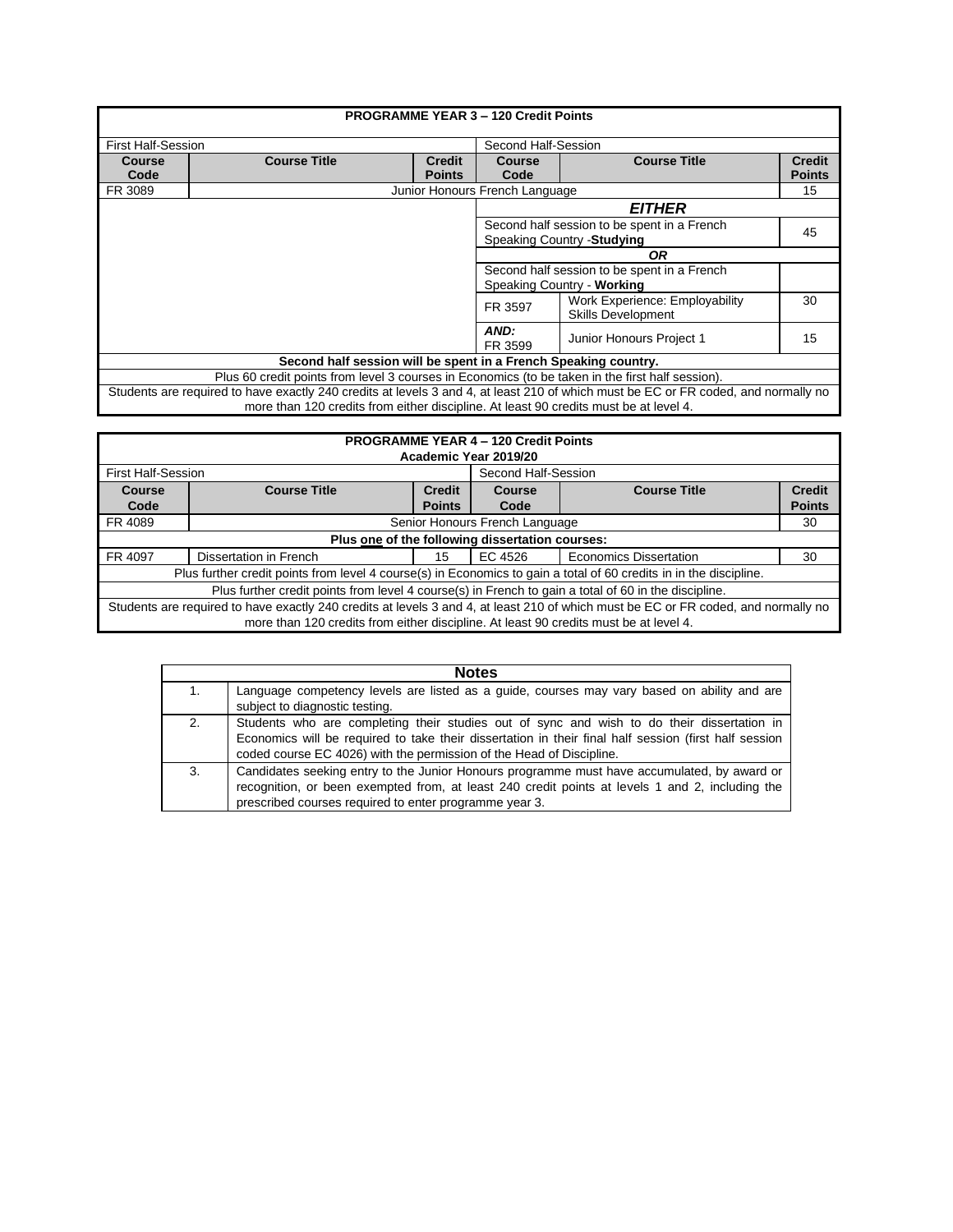| PROGRAMME YEAR 3 – 120 Credit Points | | | | | |
|---|---|---|---|---|---|
| First Half-Session | | | Second Half-Session | | |
| **Course Code** | **Course Title** | **Credit Points** | **Course Code** | **Course Title** | **Credit Points** |
| FR 3089 | Junior Honours French Language | | | | 15 |
| | | | ***EITHER*** | | |
| | | | Second half session to be spent in a French Speaking Country -**Studying** | | 45 |
| | | | ***OR*** | | |
| | | | Second half session to be spent in a French Speaking Country - **Working** | | |
| | | | FR 3597 | Work Experience: Employability Skills Development | 30 |
| | | | ***AND:*** FR 3599 | Junior Honours Project 1 | 15 |
| **Second half session will be spent in a French Speaking country.** | | | | | |
| Plus 60 credit points from level 3 courses in Economics (to be taken in the first half session). | | | | | |
| Students are required to have exactly 240 credits at levels 3 and 4, at least 210 of which must be EC or FR coded, and normally no more than 120 credits from either discipline. At least 90 credits must be at level 4. | | | | | |

| PROGRAMME YEAR 4 – 120 Credit Points Academic Year 2019/20 | | | | | |
|---|---|---|---|---|---|
| First Half-Session | | | Second Half-Session | | |
| **Course Code** | **Course Title** | **Credit Points** | **Course Code** | **Course Title** | **Credit Points** |
| FR 4089 | Senior Honours French Language | | | | 30 |
| **Plus one of the following dissertation courses:** | | | | | |
| FR 4097 | Dissertation in French | 15 | EC 4526 | Economics Dissertation | 30 |
| Plus further credit points from level 4 course(s) in Economics to gain a total of 60 credits in in the discipline. | | | | | |
| Plus further credit points from level 4 course(s) in French to gain a total of 60 in the discipline. | | | | | |
| Students are required to have exactly 240 credits at levels 3 and 4, at least 210 of which must be EC or FR coded, and normally no more than 120 credits from either discipline. At least 90 credits must be at level 4. | | | | | |

| **Notes** | |
|---|---|
| 1. | Language competency levels are listed as a guide, courses may vary based on ability and are subject to diagnostic testing. |
| 2. | Students who are completing their studies out of sync and wish to do their dissertation in Economics will be required to take their dissertation in their final half session (first half session coded course EC 4026) with the permission of the Head of Discipline. |
| 3. | Candidates seeking entry to the Junior Honours programme must have accumulated, by award or recognition, or been exempted from, at least 240 credit points at levels 1 and 2, including the prescribed courses required to enter programme year 3. |